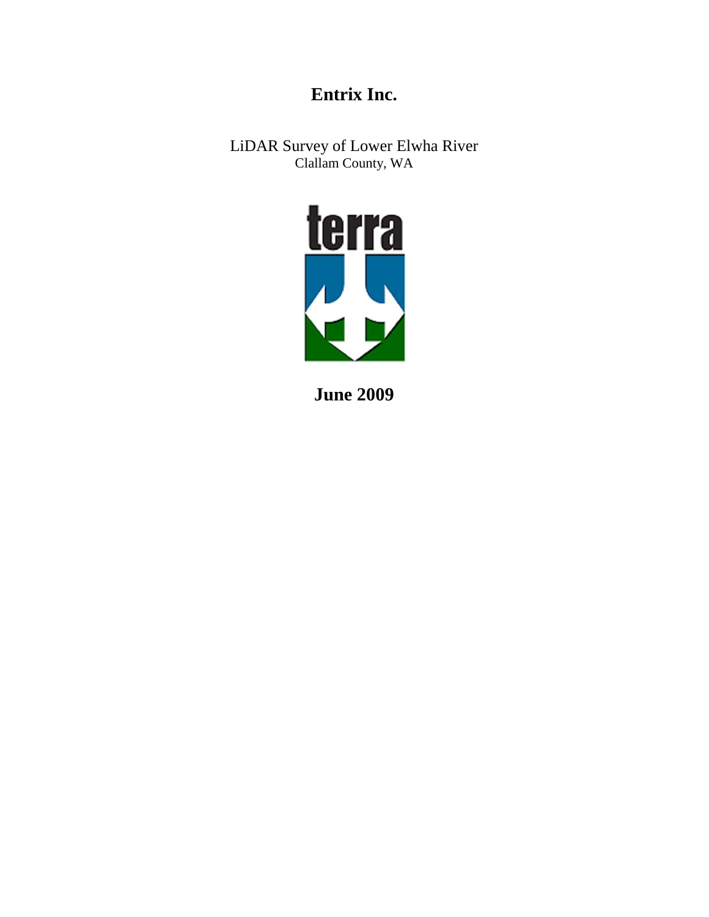# Entrix Inc.

LiDAR Survey of Lower Elwha River
Clallam County, WA

terra

**June 2009**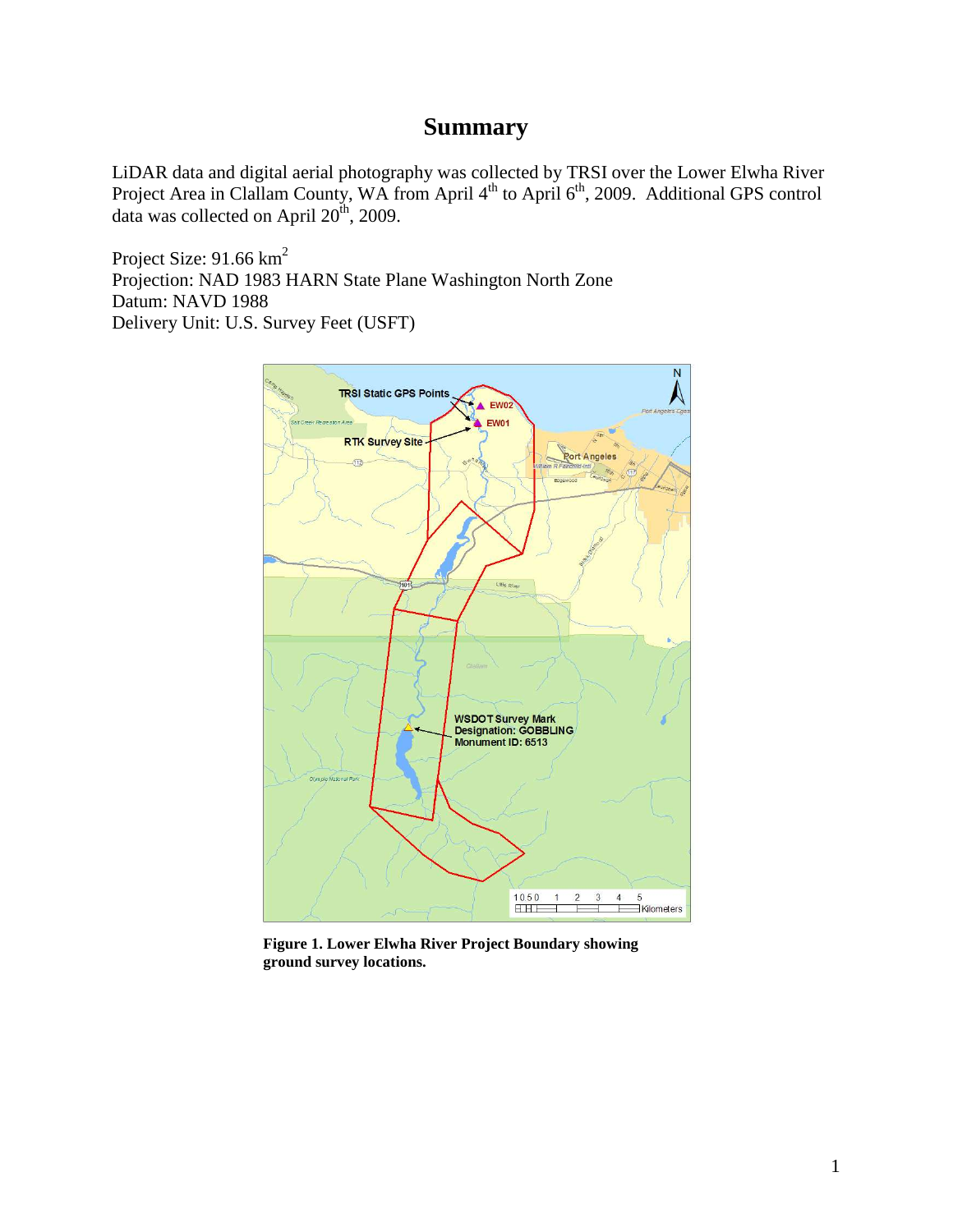# Summary

LiDAR data and digital aerial photography was collected by TRSI over the Lower Elwha River Project Area in Clallam County, WA from April 4th to April 6th, 2009. Additional GPS control data was collected on April 20th, 2009.

Project Size: 91.66 km$^2$
Projection: NAD 1983 HARN State Plane Washington North Zone
Datum: NAVD 1988
Delivery Unit: U.S. Survey Feet (USFT)

**Figure 1. Lower Elwha River Project Boundary showing ground survey locations.**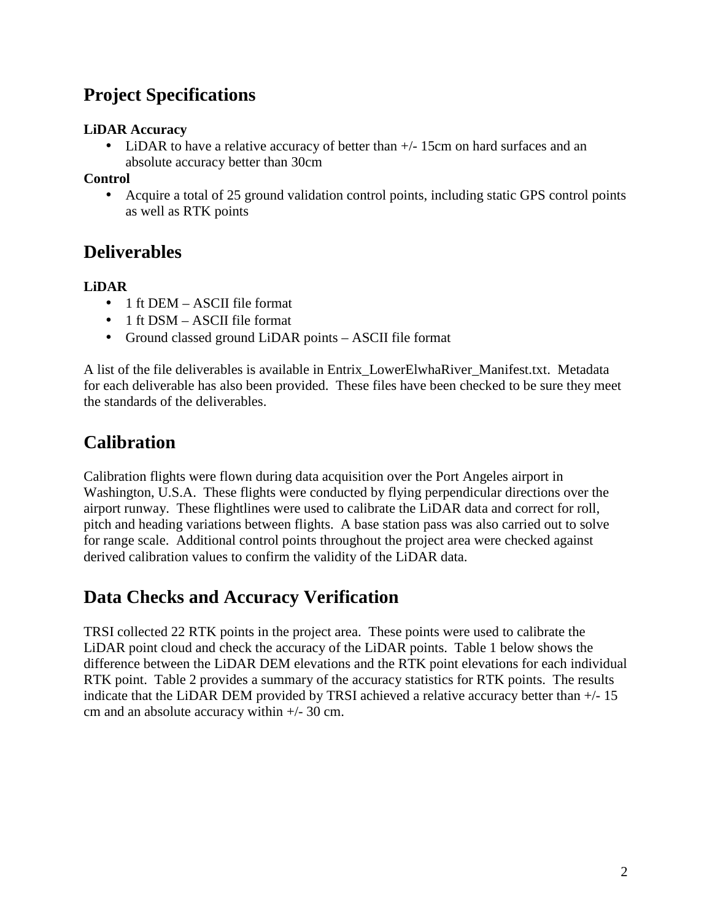## Project Specifications

**LiDAR Accuracy**

- LiDAR to have a relative accuracy of better than +/- 15cm on hard surfaces and an absolute accuracy better than 30cm

**Control**

- Acquire a total of 25 ground validation control points, including static GPS control points as well as RTK points

## Deliverables

**LiDAR**

- 1 ft DEM – ASCII file format
- 1 ft DSM – ASCII file format
- Ground classed ground LiDAR points – ASCII file format

A list of the file deliverables is available in Entrix_LowerElwhaRiver_Manifest.txt. Metadata for each deliverable has also been provided. These files have been checked to be sure they meet the standards of the deliverables.

## Calibration

Calibration flights were flown during data acquisition over the Port Angeles airport in Washington, U.S.A. These flights were conducted by flying perpendicular directions over the airport runway. These flightlines were used to calibrate the LiDAR data and correct for roll, pitch and heading variations between flights. A base station pass was also carried out to solve for range scale. Additional control points throughout the project area were checked against derived calibration values to confirm the validity of the LiDAR data.

## Data Checks and Accuracy Verification

TRSI collected 22 RTK points in the project area. These points were used to calibrate the LiDAR point cloud and check the accuracy of the LiDAR points. Table 1 below shows the difference between the LiDAR DEM elevations and the RTK point elevations for each individual RTK point. Table 2 provides a summary of the accuracy statistics for RTK points. The results indicate that the LiDAR DEM provided by TRSI achieved a relative accuracy better than +/- 15 cm and an absolute accuracy within +/- 30 cm.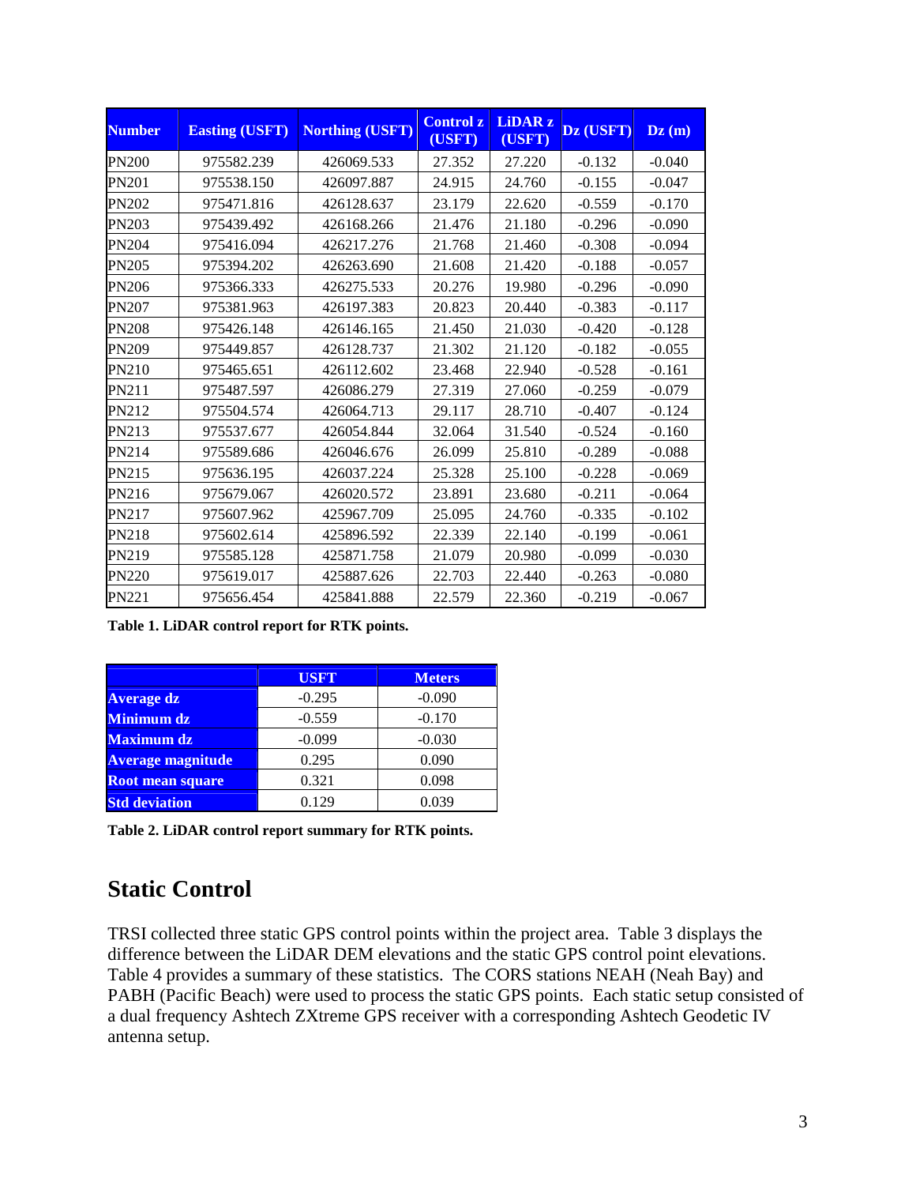| Number | Easting (USFT) | Northing (USFT) | Control z (USFT) | LiDAR z (USFT) | Dz (USFT) | Dz (m) |
|---|---|---|---|---|---|---|
| PN200 | 975582.239 | 426069.533 | 27.352 | 27.220 | -0.132 | -0.040 |
| PN201 | 975538.150 | 426097.887 | 24.915 | 24.760 | -0.155 | -0.047 |
| PN202 | 975471.816 | 426128.637 | 23.179 | 22.620 | -0.559 | -0.170 |
| PN203 | 975439.492 | 426168.266 | 21.476 | 21.180 | -0.296 | -0.090 |
| PN204 | 975416.094 | 426217.276 | 21.768 | 21.460 | -0.308 | -0.094 |
| PN205 | 975394.202 | 426263.690 | 21.608 | 21.420 | -0.188 | -0.057 |
| PN206 | 975366.333 | 426275.533 | 20.276 | 19.980 | -0.296 | -0.090 |
| PN207 | 975381.963 | 426197.383 | 20.823 | 20.440 | -0.383 | -0.117 |
| PN208 | 975426.148 | 426146.165 | 21.450 | 21.030 | -0.420 | -0.128 |
| PN209 | 975449.857 | 426128.737 | 21.302 | 21.120 | -0.182 | -0.055 |
| PN210 | 975465.651 | 426112.602 | 23.468 | 22.940 | -0.528 | -0.161 |
| PN211 | 975487.597 | 426086.279 | 27.319 | 27.060 | -0.259 | -0.079 |
| PN212 | 975504.574 | 426064.713 | 29.117 | 28.710 | -0.407 | -0.124 |
| PN213 | 975537.677 | 426054.844 | 32.064 | 31.540 | -0.524 | -0.160 |
| PN214 | 975589.686 | 426046.676 | 26.099 | 25.810 | -0.289 | -0.088 |
| PN215 | 975636.195 | 426037.224 | 25.328 | 25.100 | -0.228 | -0.069 |
| PN216 | 975679.067 | 426020.572 | 23.891 | 23.680 | -0.211 | -0.064 |
| PN217 | 975607.962 | 425967.709 | 25.095 | 24.760 | -0.335 | -0.102 |
| PN218 | 975602.614 | 425896.592 | 22.339 | 22.140 | -0.199 | -0.061 |
| PN219 | 975585.128 | 425871.758 | 21.079 | 20.980 | -0.099 | -0.030 |
| PN220 | 975619.017 | 425887.626 | 22.703 | 22.440 | -0.263 | -0.080 |
| PN221 | 975656.454 | 425841.888 | 22.579 | 22.360 | -0.219 | -0.067 |

**Table 1. LiDAR control report for RTK points.**

| | USFT | Meters |
|---|---|---|
| **Average dz** | -0.295 | -0.090 |
| **Minimum dz** | -0.559 | -0.170 |
| **Maximum dz** | -0.099 | -0.030 |
| **Average magnitude** | 0.295 | 0.090 |
| **Root mean square** | 0.321 | 0.098 |
| **Std deviation** | 0.129 | 0.039 |

**Table 2. LiDAR control report summary for RTK points.**

## Static Control

TRSI collected three static GPS control points within the project area. Table 3 displays the difference between the LiDAR DEM elevations and the static GPS control point elevations. Table 4 provides a summary of these statistics. The CORS stations NEAH (Neah Bay) and PABH (Pacific Beach) were used to process the static GPS points. Each static setup consisted of a dual frequency Ashtech ZXtreme GPS receiver with a corresponding Ashtech Geodetic IV antenna setup.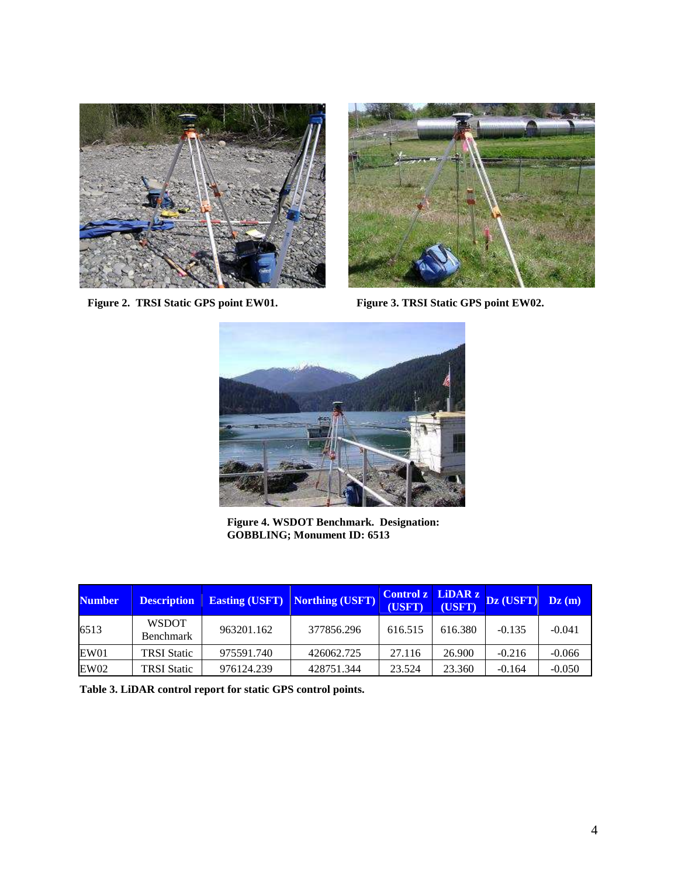Figure 2. TRSI Static GPS point EW01.

Figure 3. TRSI Static GPS point EW02.

Figure 4. WSDOT Benchmark. Designation: GOBBLING; Monument ID: 6513

| Number | Description | Easting (USFT) | Northing (USFT) | Control z (USFT) | LiDAR z (USFT) | Dz (USFT) | Dz (m) |
|---|---|---|---|---|---|---|---|
| 6513 | WSDOT Benchmark | 963201.162 | 377856.296 | 616.515 | 616.380 | -0.135 | -0.041 |
| EW01 | TRSI Static | 975591.740 | 426062.725 | 27.116 | 26.900 | -0.216 | -0.066 |
| EW02 | TRSI Static | 976124.239 | 428751.344 | 23.524 | 23.360 | -0.164 | -0.050 |

**Table 3. LiDAR control report for static GPS control points.**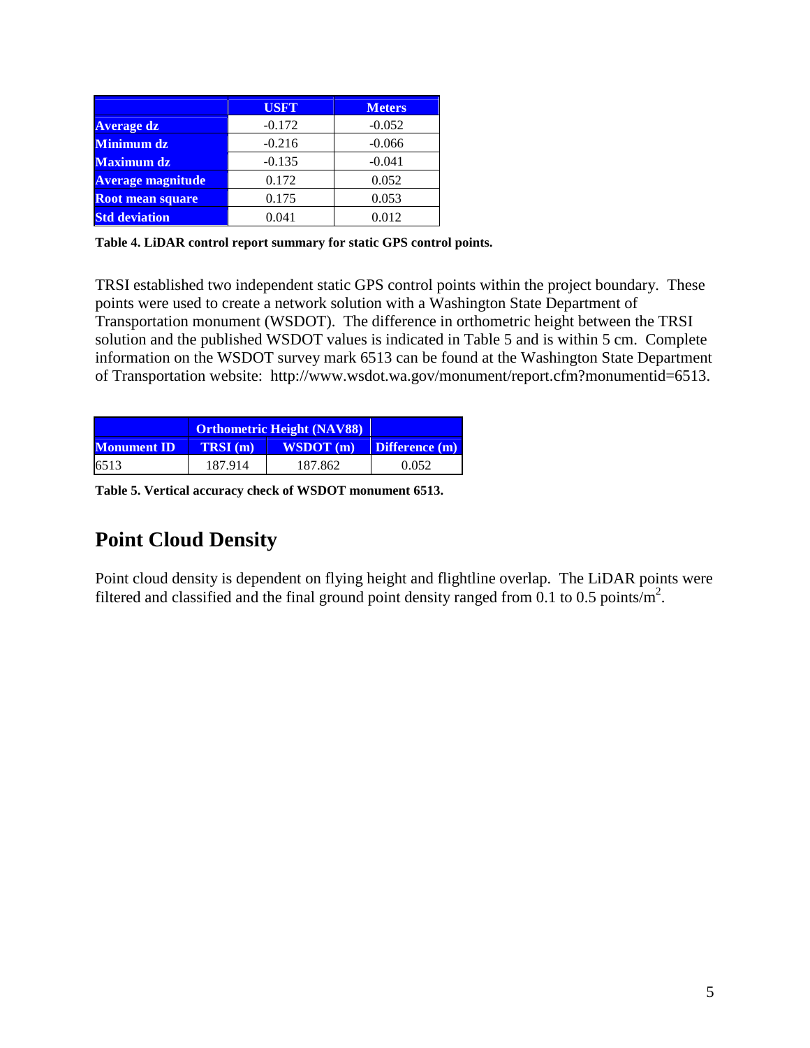| | USFT | Meters |
|---|---|---|
| **Average dz** | -0.172 | -0.052 |
| **Minimum dz** | -0.216 | -0.066 |
| **Maximum dz** | -0.135 | -0.041 |
| **Average magnitude** | 0.172 | 0.052 |
| **Root mean square** | 0.175 | 0.053 |
| **Std deviation** | 0.041 | 0.012 |

**Table 4. LiDAR control report summary for static GPS control points.**

TRSI established two independent static GPS control points within the project boundary. These points were used to create a network solution with a Washington State Department of Transportation monument (WSDOT). The difference in orthometric height between the TRSI solution and the published WSDOT values is indicated in Table 5 and is within 5 cm. Complete information on the WSDOT survey mark 6513 can be found at the Washington State Department of Transportation website: http://www.wsdot.wa.gov/monument/report.cfm?monumentid=6513.

| | Orthometric Height (NAV88) | | |
|---|---|---|---|
| **Monument ID** | **TRSI (m)** | **WSDOT (m)** | **Difference (m)** |
| 6513 | 187.914 | 187.862 | 0.052 |

**Table 5. Vertical accuracy check of WSDOT monument 6513.**

# Point Cloud Density

Point cloud density is dependent on flying height and flightline overlap. The LiDAR points were filtered and classified and the final ground point density ranged from 0.1 to 0.5 points/$m^2$.